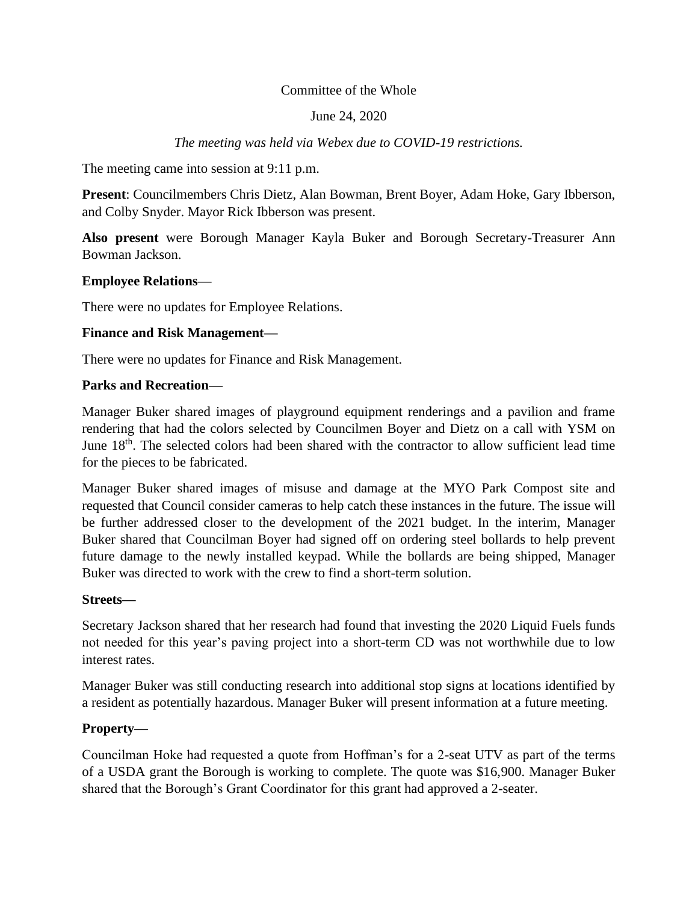Committee of the Whole

June 24, 2020

*The meeting was held via Webex due to COVID-19 restrictions.*

The meeting came into session at 9:11 p.m.

**Present**: Councilmembers Chris Dietz, Alan Bowman, Brent Boyer, Adam Hoke, Gary Ibberson, and Colby Snyder. Mayor Rick Ibberson was present.

**Also present** were Borough Manager Kayla Buker and Borough Secretary-Treasurer Ann Bowman Jackson.

**Employee Relations—**

There were no updates for Employee Relations.

**Finance and Risk Management—**

There were no updates for Finance and Risk Management.

**Parks and Recreation—**

Manager Buker shared images of playground equipment renderings and a pavilion and frame rendering that had the colors selected by Councilmen Boyer and Dietz on a call with YSM on June 18th. The selected colors had been shared with the contractor to allow sufficient lead time for the pieces to be fabricated.

Manager Buker shared images of misuse and damage at the MYO Park Compost site and requested that Council consider cameras to help catch these instances in the future. The issue will be further addressed closer to the development of the 2021 budget. In the interim, Manager Buker shared that Councilman Boyer had signed off on ordering steel bollards to help prevent future damage to the newly installed keypad. While the bollards are being shipped, Manager Buker was directed to work with the crew to find a short-term solution.

**Streets—**

Secretary Jackson shared that her research had found that investing the 2020 Liquid Fuels funds not needed for this year's paving project into a short-term CD was not worthwhile due to low interest rates.

Manager Buker was still conducting research into additional stop signs at locations identified by a resident as potentially hazardous. Manager Buker will present information at a future meeting.

**Property—**

Councilman Hoke had requested a quote from Hoffman's for a 2-seat UTV as part of the terms of a USDA grant the Borough is working to complete. The quote was $16,900. Manager Buker shared that the Borough's Grant Coordinator for this grant had approved a 2-seater.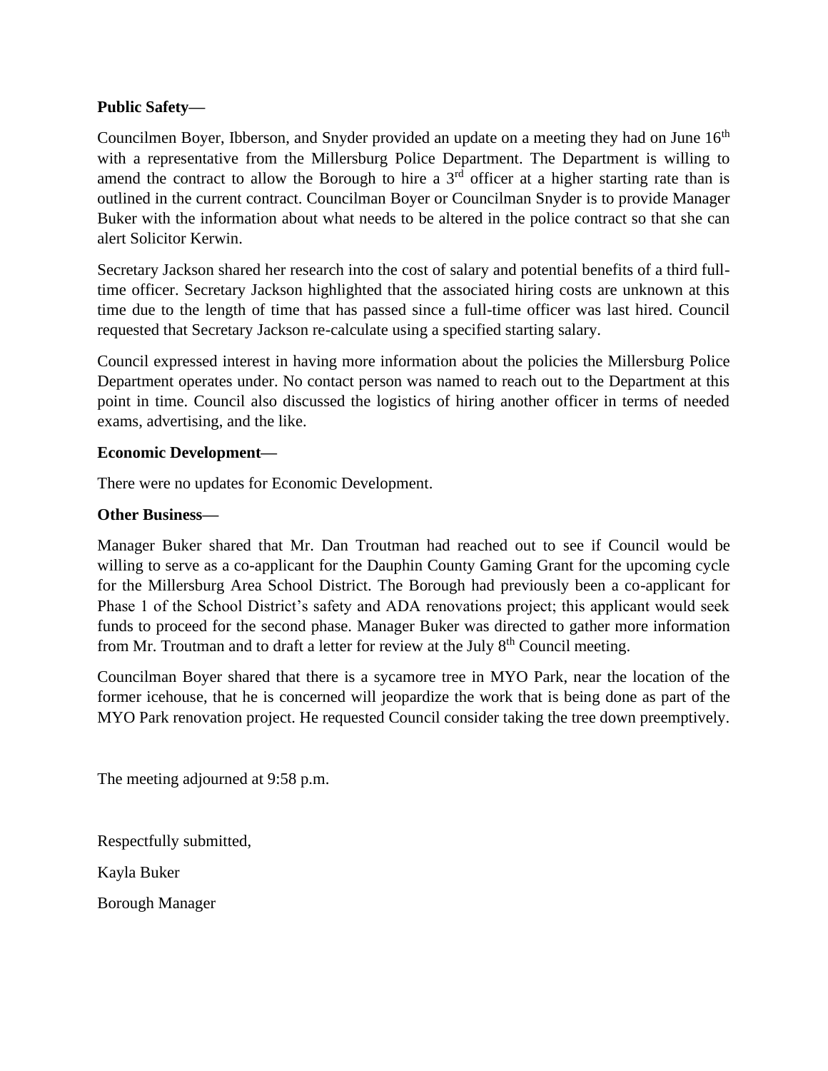**Public Safety—**

Councilmen Boyer, Ibberson, and Snyder provided an update on a meeting they had on June 16th with a representative from the Millersburg Police Department. The Department is willing to amend the contract to allow the Borough to hire a 3rd officer at a higher starting rate than is outlined in the current contract. Councilman Boyer or Councilman Snyder is to provide Manager Buker with the information about what needs to be altered in the police contract so that she can alert Solicitor Kerwin.

Secretary Jackson shared her research into the cost of salary and potential benefits of a third full-time officer. Secretary Jackson highlighted that the associated hiring costs are unknown at this time due to the length of time that has passed since a full-time officer was last hired. Council requested that Secretary Jackson re-calculate using a specified starting salary.

Council expressed interest in having more information about the policies the Millersburg Police Department operates under. No contact person was named to reach out to the Department at this point in time. Council also discussed the logistics of hiring another officer in terms of needed exams, advertising, and the like.

**Economic Development—**

There were no updates for Economic Development.

**Other Business—**

Manager Buker shared that Mr. Dan Troutman had reached out to see if Council would be willing to serve as a co-applicant for the Dauphin County Gaming Grant for the upcoming cycle for the Millersburg Area School District. The Borough had previously been a co-applicant for Phase 1 of the School District's safety and ADA renovations project; this applicant would seek funds to proceed for the second phase. Manager Buker was directed to gather more information from Mr. Troutman and to draft a letter for review at the July 8th Council meeting.

Councilman Boyer shared that there is a sycamore tree in MYO Park, near the location of the former icehouse, that he is concerned will jeopardize the work that is being done as part of the MYO Park renovation project. He requested Council consider taking the tree down preemptively.

The meeting adjourned at 9:58 p.m.

Respectfully submitted,

Kayla Buker

Borough Manager